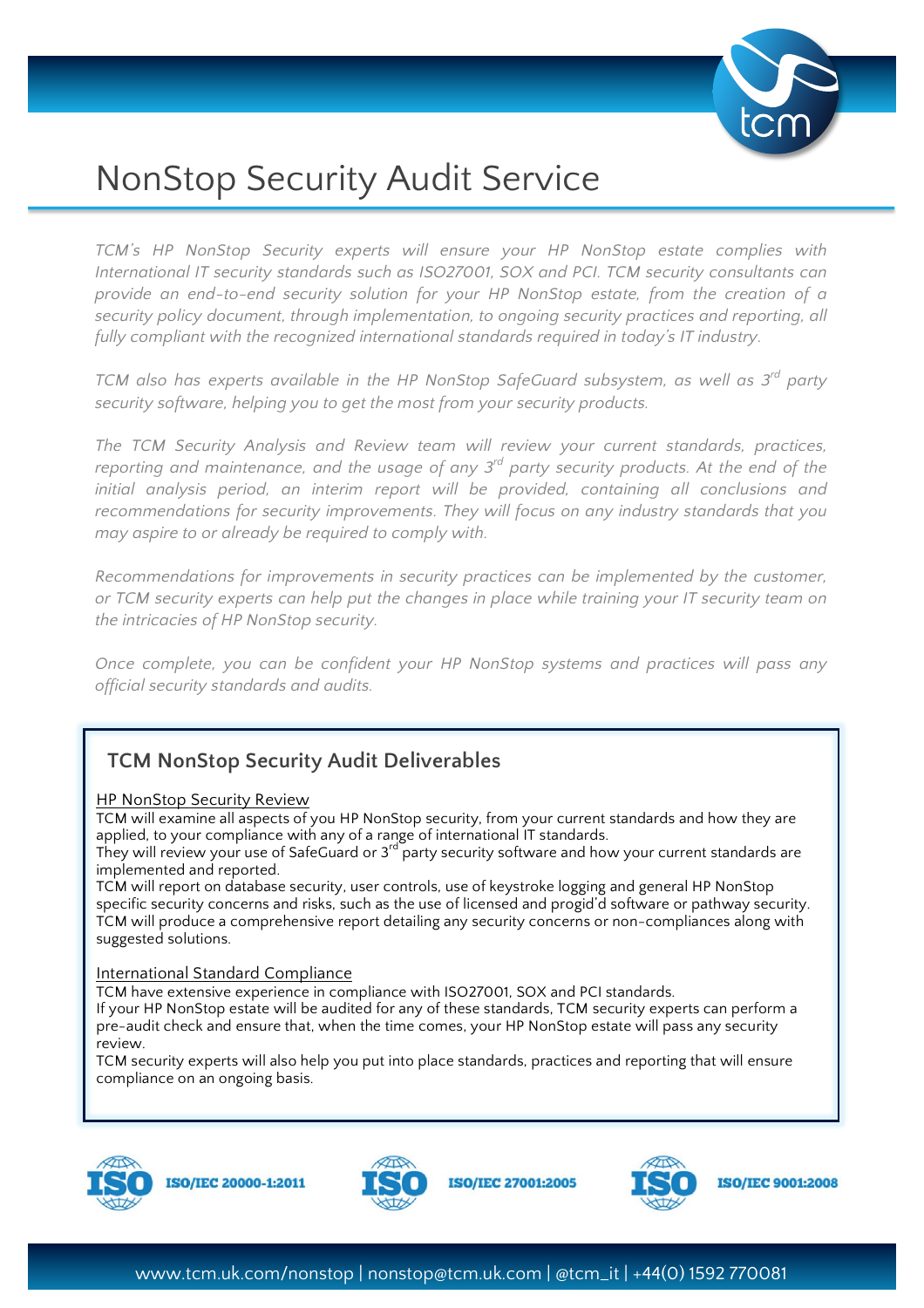# NonStop Security Audit Service

*TCM's HP NonStop Security experts will ensure your HP NonStop estate complies with International IT security standards such as ISO27001, SOX and PCI. TCM security consultants can provide an end-to-end security solution for your HP NonStop estate, from the creation of a security policy document, through implementation, to ongoing security practices and reporting, all fully compliant with the recognized international standards required in today's IT industry.*

*TCM also has experts available in the HP NonStop SafeGuard subsystem, as well as 3rd party security software, helping you to get the most from your security products.*

*The TCM Security Analysis and Review team will review your current standards, practices, reporting and maintenance, and the usage of any 3rd party security products. At the end of the initial analysis period, an interim report will be provided, containing all conclusions and recommendations for security improvements. They will focus on any industry standards that you may aspire to or already be required to comply with.*

*Recommendations for improvements in security practices can be implemented by the customer, or TCM security experts can help put the changes in place while training your IT security team on the intricacies of HP NonStop security.*

*Once complete, you can be confident your HP NonStop systems and practices will pass any official security standards and audits.*

## TCM NonStop Security Audit Deliverables

HP NonStop Security Review

TCM will examine all aspects of you HP NonStop security, from your current standards and how they are applied, to your compliance with any of a range of international IT standards.
They will review your use of SafeGuard or 3rd party security software and how your current standards are implemented and reported.
TCM will report on database security, user controls, use of keystroke logging and general HP NonStop specific security concerns and risks, such as the use of licensed and progid'd software or pathway security.
TCM will produce a comprehensive report detailing any security concerns or non-compliances along with suggested solutions.

International Standard Compliance

TCM have extensive experience in compliance with ISO27001, SOX and PCI standards.
If your HP NonStop estate will be audited for any of these standards, TCM security experts can perform a pre-audit check and ensure that, when the time comes, your HP NonStop estate will pass any security review.
TCM security experts will also help you put into place standards, practices and reporting that will ensure compliance on an ongoing basis.

ISO/IEC 20000-1:2011 ISO/IEC 27001:2005 ISO/IEC 9001:2008

www.tcm.uk.com/nonstop | nonstop@tcm.uk.com | @tcm_it | +44(0) 1592 770081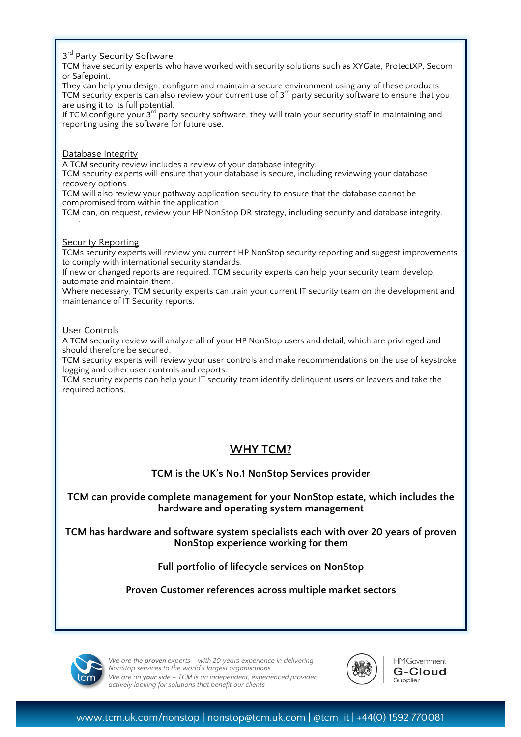3rd Party Security Software

TCM have security experts who have worked with security solutions such as XYGate, ProtectXP, Secom or Safepoint.
They can help you design, configure and maintain a secure environment using any of these products.
TCM security experts can also review your current use of 3rd party security software to ensure that you are using it to its full potential.
If TCM configure your 3rd party security software, they will train your security staff in maintaining and reporting using the software for future use.

Database Integrity

A TCM security review includes a review of your database integrity.
TCM security experts will ensure that your database is secure, including reviewing your database recovery options.
TCM will also review your pathway application security to ensure that the database cannot be compromised from within the application.
TCM can, on request, review your HP NonStop DR strategy, including security and database integrity.

Security Reporting

TCMs security experts will review you current HP NonStop security reporting and suggest improvements to comply with international security standards.
If new or changed reports are required, TCM security experts can help your security team develop, automate and maintain them.
Where necessary, TCM security experts can train your current IT security team on the development and maintenance of IT Security reports.

User Controls

A TCM security review will analyze all of your HP NonStop users and detail, which are privileged and should therefore be secured.
TCM security experts will review your user controls and make recommendations on the use of keystroke logging and other user controls and reports.
TCM security experts can help your IT security team identify delinquent users or leavers and take the required actions.

## WHY TCM?

**TCM is the UK's No.1 NonStop Services provider**

**TCM can provide complete management for your NonStop estate, which includes the hardware and operating system management**

**TCM has hardware and software system specialists each with over 20 years of proven NonStop experience working for them**

**Full portfolio of lifecycle services on NonStop**

**Proven Customer references across multiple market sectors**

*We are the **proven** experts – with 20 years experience in delivering NonStop services to the world's largest organisations*
*We are on **your** side – TCM is an independent, experienced provider, actively looking for solutions that benefit our clients*

HM Government G-Cloud Supplier

www.tcm.uk.com/nonstop | nonstop@tcm.uk.com | @tcm_it | +44(0) 1592 770081